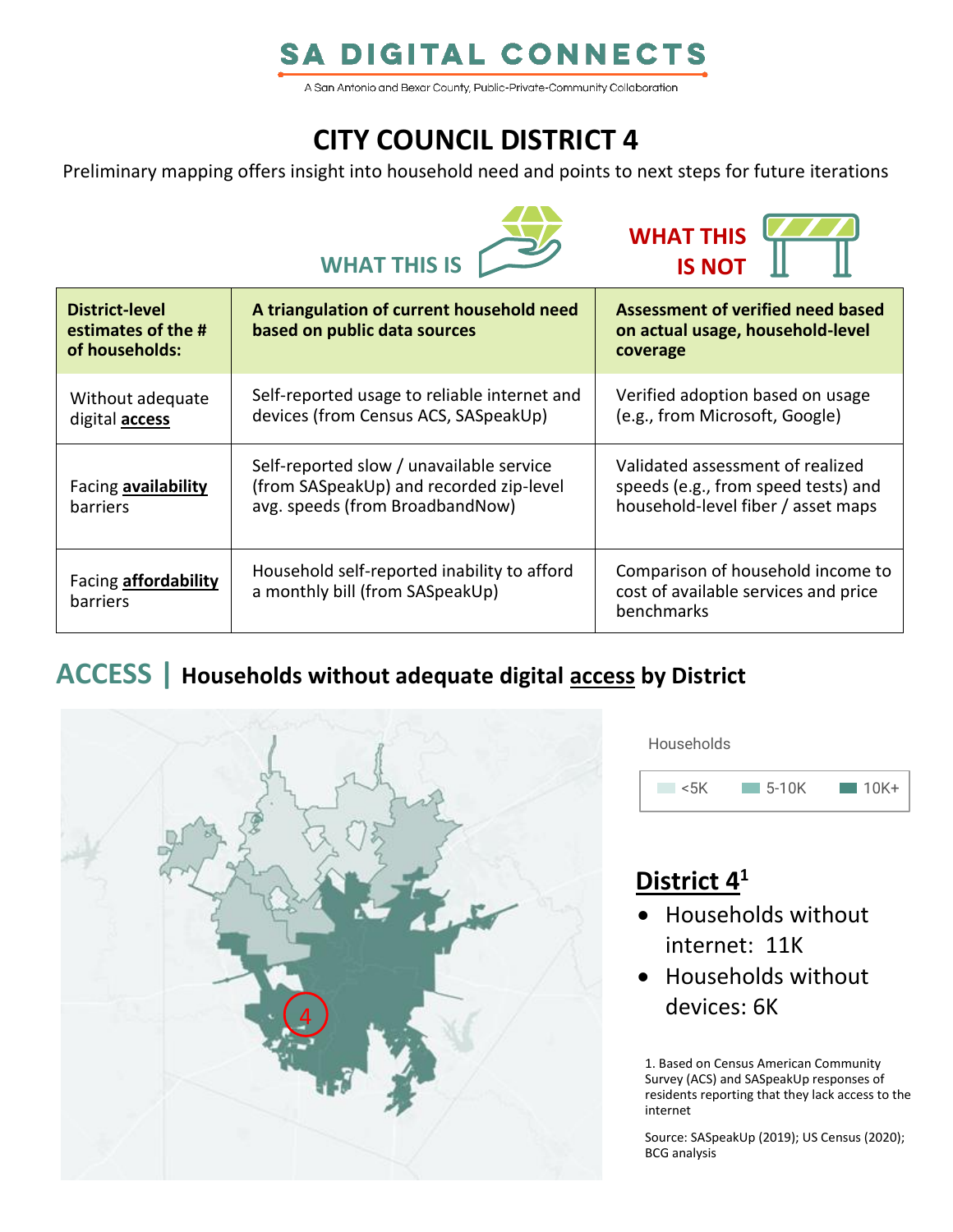# SA DIGITAL CONNECTS

A San Antonio and Bexar County, Public-Private-Community Collaboration

# CITY COUNCIL DISTRICT 4

Preliminary mapping offers insight into household need and points to next steps for future iterations

| District-level estimates of the # of households: | WHAT THIS IS<br>A triangulation of current household need based on public data sources | WHAT THIS IS NOT<br>Assessment of verified need based on actual usage, household-level coverage |
|---|---|---|
| Without adequate digital **access** | Self-reported usage to reliable internet and devices (from Census ACS, SASpeakUp) | Verified adoption based on usage (e.g., from Microsoft, Google) |
| Facing **availability** barriers | Self-reported slow / unavailable service (from SASpeakUp) and recorded zip-level avg. speeds (from BroadbandNow) | Validated assessment of realized speeds (e.g., from speed tests) and household-level fiber / asset maps |
| Facing **affordability** barriers | Household self-reported inability to afford a monthly bill (from SASpeakUp) | Comparison of household income to cost of available services and price benchmarks |

## ACCESS | Households without adequate digital access by District

Households: <5K | 5-10K | 10K+

4

### District 4[1]

- Households without internet: 11K
- Households without devices: 6K

1. Based on Census American Community Survey (ACS) and SASpeakUp responses of residents reporting that they lack access to the internet

Source: SASpeakUp (2019); US Census (2020); BCG analysis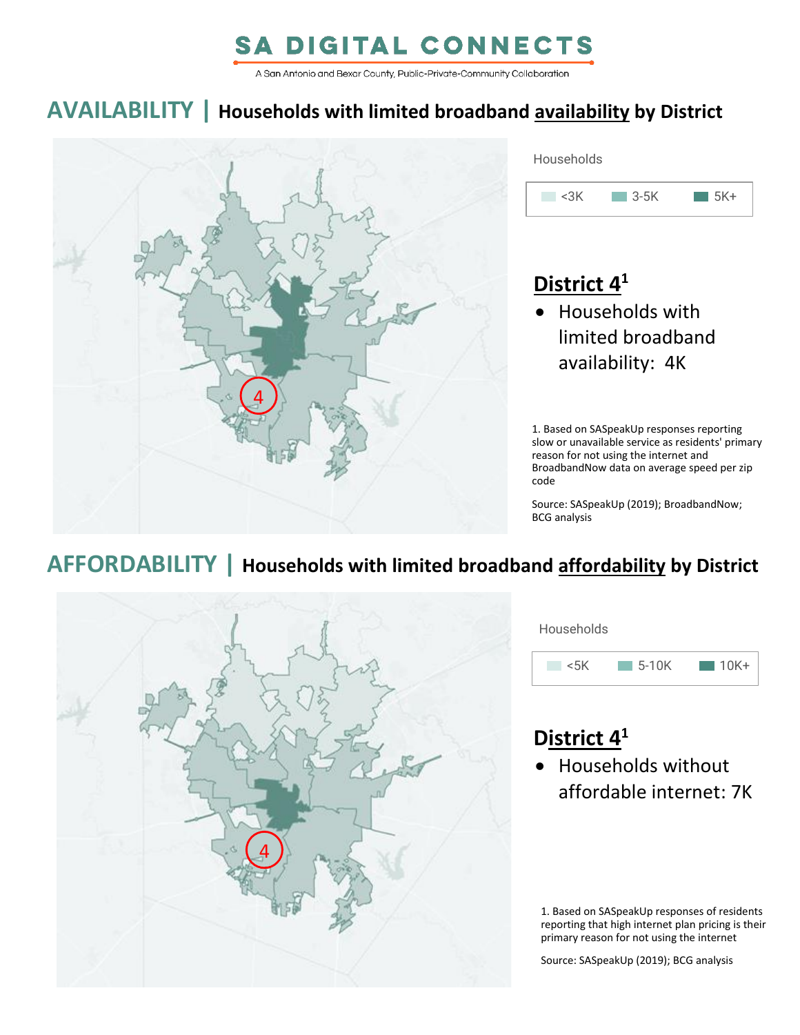# SA DIGITAL CONNECTS

A San Antonio and Bexar County, Public-Private-Community Collaboration

## AVAILABILITY | Households with limited broadband availability by District

Households

<3K 3-5K 5K+

4

### District 4[1]

- Households with limited broadband availability: 4K

1. Based on SASpeakUp responses reporting slow or unavailable service as residents' primary reason for not using the internet and BroadbandNow data on average speed per zip code

Source: SASpeakUp (2019); BroadbandNow; BCG analysis

## AFFORDABILITY | Households with limited broadband affordability by District

Households

<5K 5-10K 10K+

4

### District 4[1]

- Households without affordable internet: 7K

1. Based on SASpeakUp responses of residents reporting that high internet plan pricing is their primary reason for not using the internet

Source: SASpeakUp (2019); BCG analysis